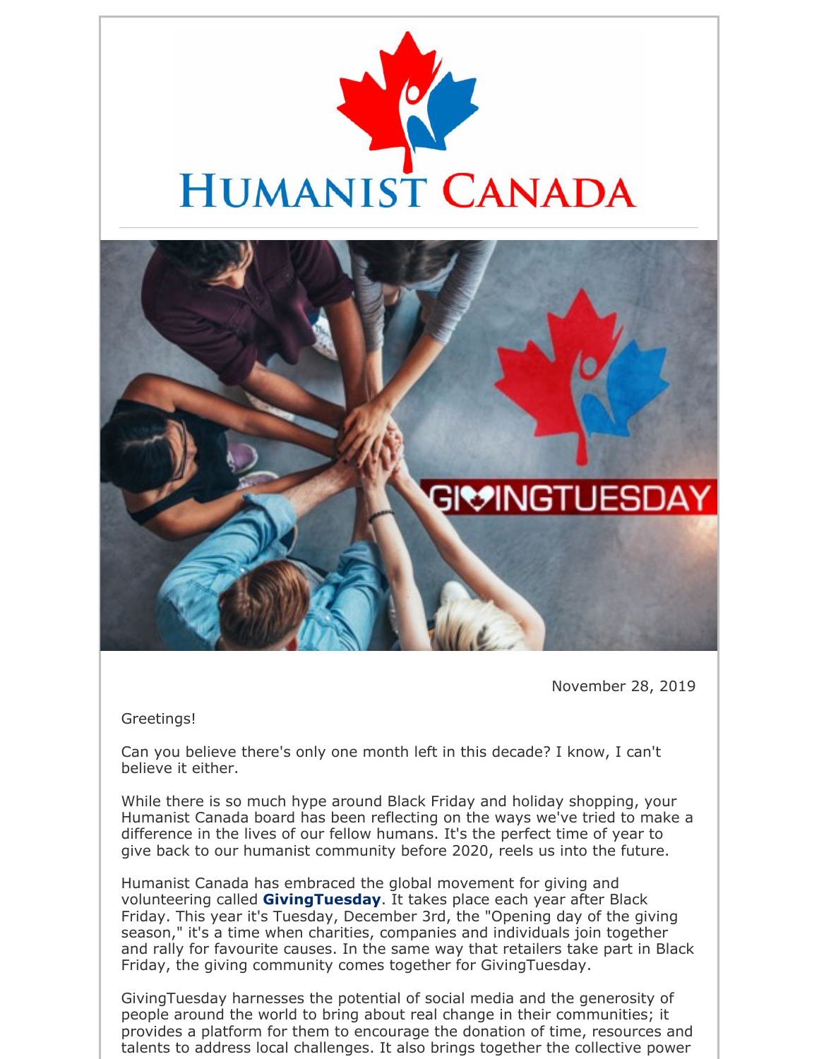# HUMANIST CANADA

November 28, 2019

Greetings!

Can you believe there's only one month left in this decade? I know, I can't believe it either.

While there is so much hype around Black Friday and holiday shopping, your Humanist Canada board has been reflecting on the ways we've tried to make a difference in the lives of our fellow humans. It's the perfect time of year to give back to our humanist community before 2020, reels us into the future.

Humanist Canada has embraced the global movement for giving and volunteering called **GivingTuesday**. It takes place each year after Black Friday. This year it's Tuesday, December 3rd, the "Opening day of the giving season," it's a time when charities, companies and individuals join together and rally for favourite causes. In the same way that retailers take part in Black Friday, the giving community comes together for GivingTuesday.

GivingTuesday harnesses the potential of social media and the generosity of people around the world to bring about real change in their communities; it provides a platform for them to encourage the donation of time, resources and talents to address local challenges. It also brings together the collective power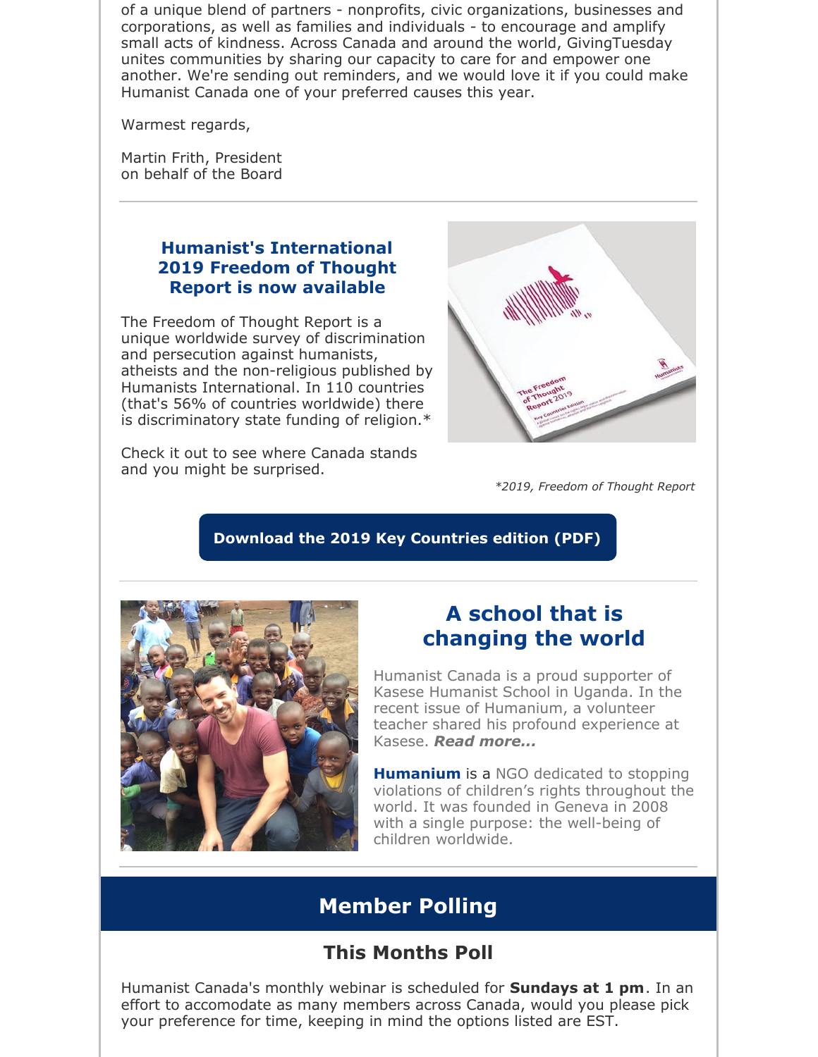of a unique blend of partners - nonprofits, civic organizations, businesses and corporations, as well as families and individuals - to encourage and amplify small acts of kindness. Across Canada and around the world, GivingTuesday unites communities by sharing our capacity to care for and empower one another. We're sending out reminders, and we would love it if you could make Humanist Canada one of your preferred causes this year.

Warmest regards,

Martin Frith, President
on behalf of the Board

---

### Humanist's International 2019 Freedom of Thought Report is now available

The Freedom of Thought Report is a unique worldwide survey of discrimination and persecution against humanists, atheists and the non-religious published by Humanists International. In 110 countries (that's 56% of countries worldwide) there is discriminatory state funding of religion.*

Check it out to see where Canada stands and you might be surprised.

*\*2019, Freedom of Thought Report*

**Download the 2019 Key Countries edition (PDF)**

---

## A school that is changing the world

Humanist Canada is a proud supporter of Kasese Humanist School in Uganda. In the recent issue of Humanium, a volunteer teacher shared his profound experience at Kasese. ***Read more...***

**Humanium** is a NGO dedicated to stopping violations of children's rights throughout the world. It was founded in Geneva in 2008 with a single purpose: the well-being of children worldwide.

---

## Member Polling

### This Months Poll

Humanist Canada's monthly webinar is scheduled for **Sundays at 1 pm**. In an effort to accomodate as many members across Canada, would you please pick your preference for time, keeping in mind the options listed are EST.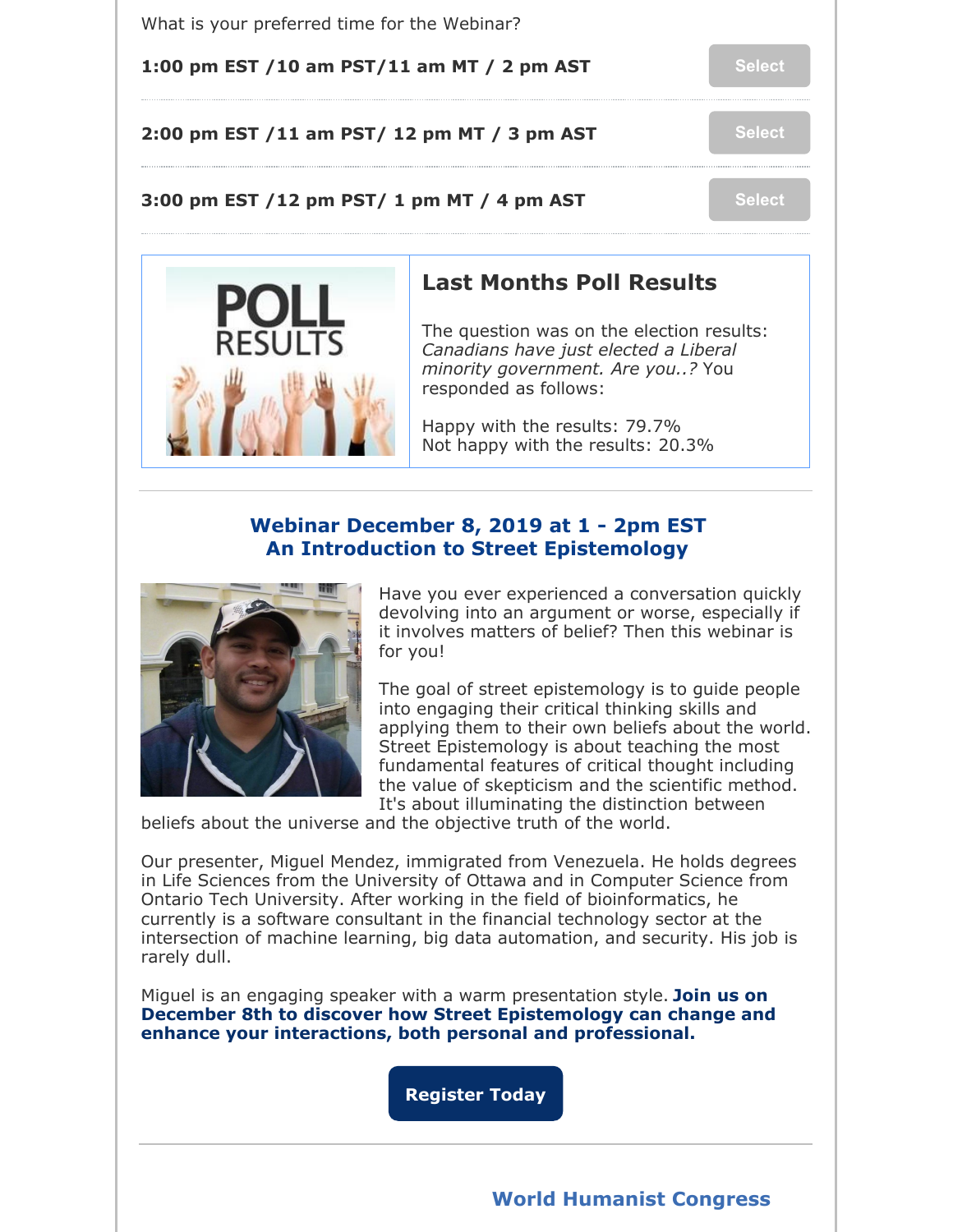What is your preferred time for the Webinar?

**1:00 pm EST /10 am PST/11 am MT / 2 pm AST** Select

**2:00 pm EST /11 am PST/ 12 pm MT / 3 pm AST** Select

**3:00 pm EST /12 pm PST/ 1 pm MT / 4 pm AST** Select

## Last Months Poll Results

The question was on the election results: *Canadians have just elected a Liberal minority government. Are you..?* You responded as follows:

Happy with the results: 79.7%
Not happy with the results: 20.3%

## Webinar December 8, 2019 at 1 - 2pm EST
## An Introduction to Street Epistemology

Have you ever experienced a conversation quickly devolving into an argument or worse, especially if it involves matters of belief? Then this webinar is for you!

The goal of street epistemology is to guide people into engaging their critical thinking skills and applying them to their own beliefs about the world. Street Epistemology is about teaching the most fundamental features of critical thought including the value of skepticism and the scientific method. It's about illuminating the distinction between beliefs about the universe and the objective truth of the world.

Our presenter, Miguel Mendez, immigrated from Venezuela. He holds degrees in Life Sciences from the University of Ottawa and in Computer Science from Ontario Tech University. After working in the field of bioinformatics, he currently is a software consultant in the financial technology sector at the intersection of machine learning, big data automation, and security. His job is rarely dull.

Miguel is an engaging speaker with a warm presentation style. **Join us on December 8th to discover how Street Epistemology can change and enhance your interactions, both personal and professional.**

**Register Today**

## World Humanist Congress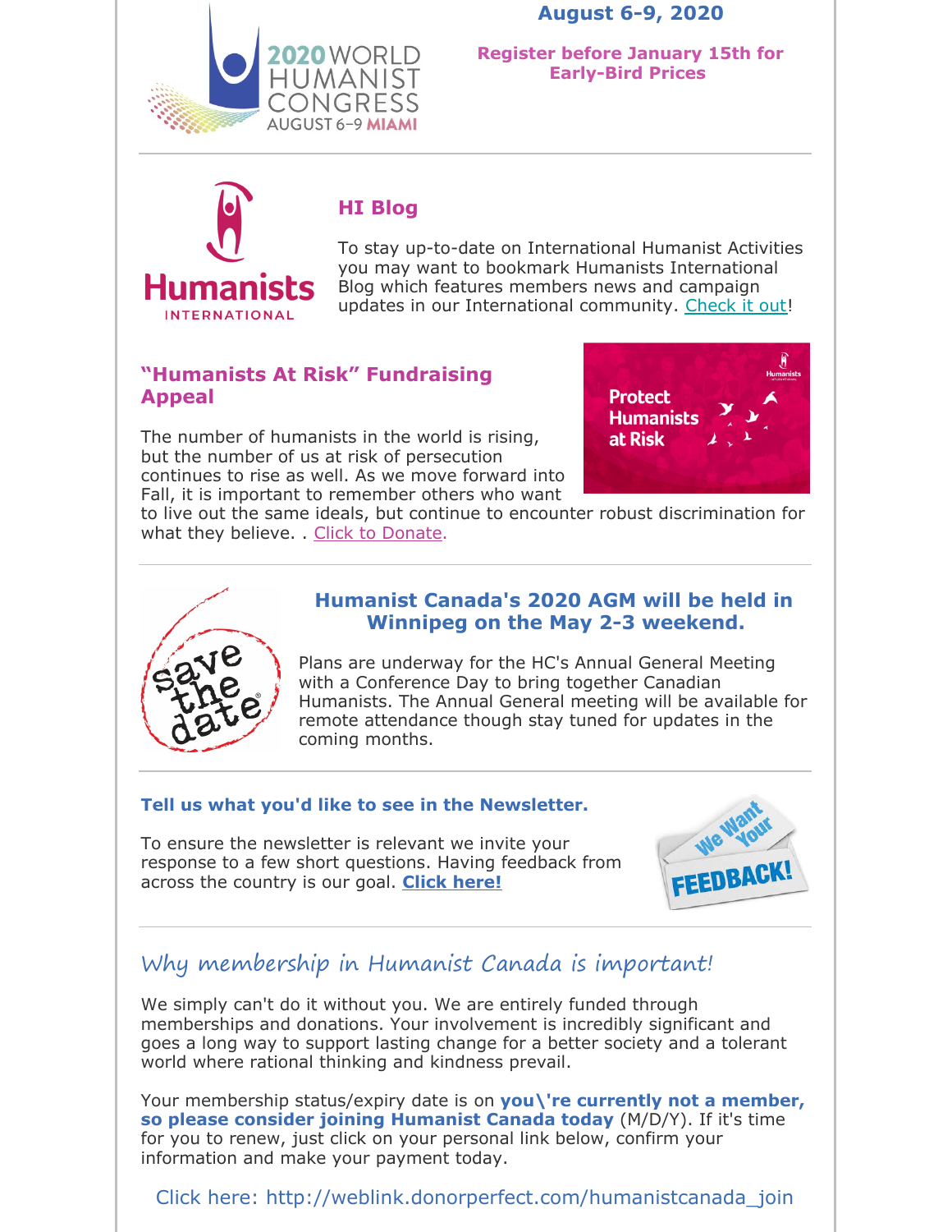**August 6-9, 2020**

**Register before January 15th for Early-Bird Prices**

### HI Blog

To stay up-to-date on International Humanist Activities you may want to bookmark Humanists International Blog which features members news and campaign updates in our International community. Check it out!

### "Humanists At Risk" Fundraising Appeal

The number of humanists in the world is rising, but the number of us at risk of persecution continues to rise as well. As we move forward into Fall, it is important to remember others who want to live out the same ideals, but continue to encounter robust discrimination for what they believe. . Click to Donate.

### Humanist Canada's 2020 AGM will be held in Winnipeg on the May 2-3 weekend.

Plans are underway for the HC's Annual General Meeting with a Conference Day to bring together Canadian Humanists. The Annual General meeting will be available for remote attendance though stay tuned for updates in the coming months.

### Tell us what you'd like to see in the Newsletter.

To ensure the newsletter is relevant we invite your response to a few short questions. Having feedback from across the country is our goal. **Click here!**

## Why membership in Humanist Canada is important!

We simply can't do it without you. We are entirely funded through memberships and donations. Your involvement is incredibly significant and goes a long way to support lasting change for a better society and a tolerant world where rational thinking and kindness prevail.

Your membership status/expiry date is on **you\'re currently not a member, so please consider joining Humanist Canada today** (M/D/Y). If it's time for you to renew, just click on your personal link below, confirm your information and make your payment today.

Click here: http://weblink.donorperfect.com/humanistcanada_join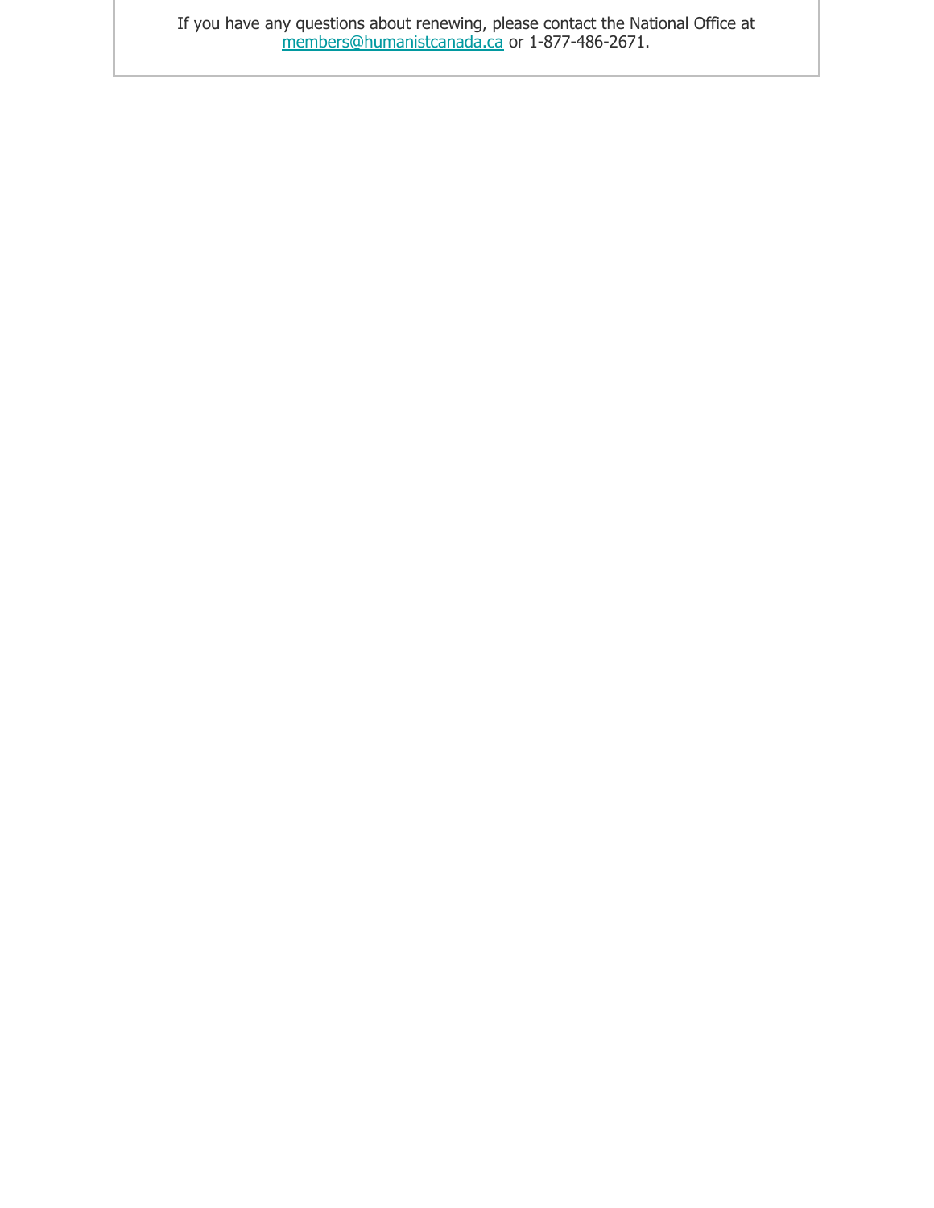If you have any questions about renewing, please contact the National Office at members@humanistcanada.ca or 1-877-486-2671.